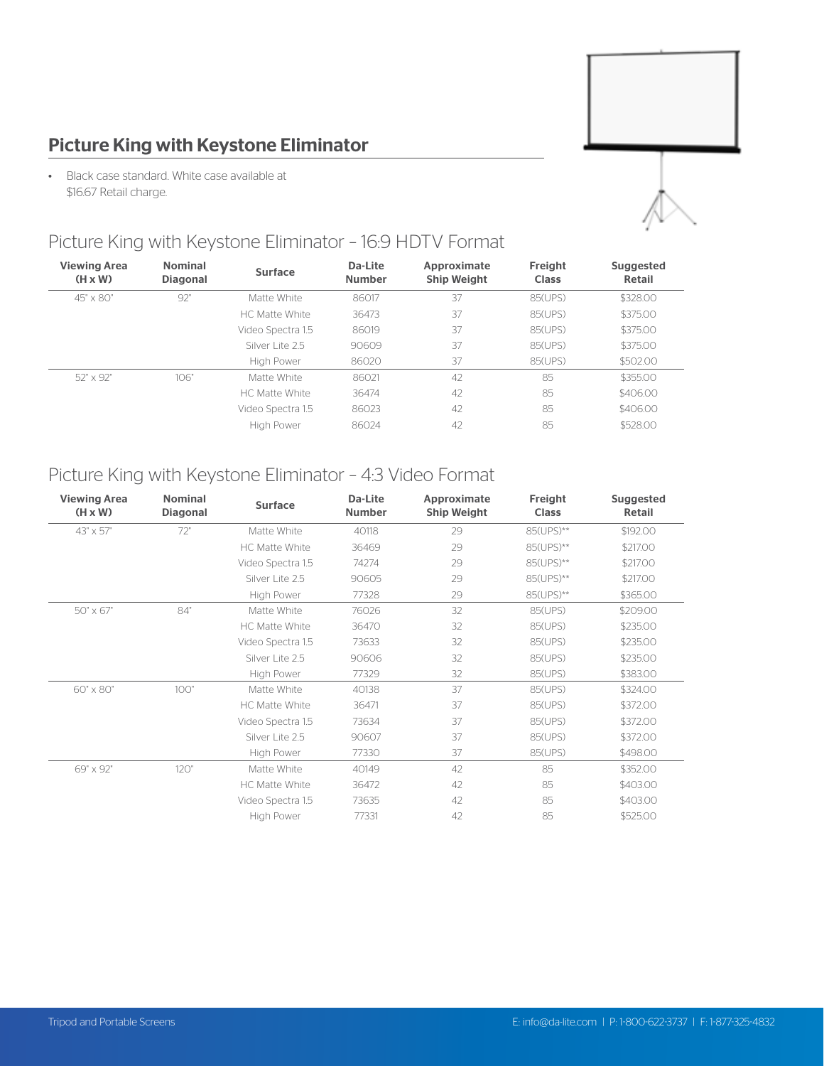## Picture King with Keystone Eliminator

- Black case standard. White case available at $16.67 Retail charge.

### Picture King with Keystone Eliminator – 16:9 HDTV Format

| Viewing Area (H x W) | Nominal Diagonal | Surface | Da-Lite Number | Approximate Ship Weight | Freight Class | Suggested Retail |
|---|---|---|---|---|---|---|
| 45" x 80" | 92" | Matte White | 86017 | 37 | 85(UPS) | $328.00 |
| | | HC Matte White | 36473 | 37 | 85(UPS) | $375.00 |
| | | Video Spectra 1.5 | 86019 | 37 | 85(UPS) | $375.00 |
| | | Silver Lite 2.5 | 90609 | 37 | 85(UPS) | $375.00 |
| | | High Power | 86020 | 37 | 85(UPS) | $502.00 |
| 52" x 92" | 106" | Matte White | 86021 | 42 | 85 | $355.00 |
| | | HC Matte White | 36474 | 42 | 85 | $406.00 |
| | | Video Spectra 1.5 | 86023 | 42 | 85 | $406.00 |
| | | High Power | 86024 | 42 | 85 | $528.00 |

### Picture King with Keystone Eliminator – 4:3 Video Format

| Viewing Area (H x W) | Nominal Diagonal | Surface | Da-Lite Number | Approximate Ship Weight | Freight Class | Suggested Retail |
|---|---|---|---|---|---|---|
| 43" x 57" | 72" | Matte White | 40118 | 29 | 85(UPS)** | $192.00 |
| | | HC Matte White | 36469 | 29 | 85(UPS)** | $217.00 |
| | | Video Spectra 1.5 | 74274 | 29 | 85(UPS)** | $217.00 |
| | | Silver Lite 2.5 | 90605 | 29 | 85(UPS)** | $217.00 |
| | | High Power | 77328 | 29 | 85(UPS)** | $365.00 |
| 50" x 67" | 84" | Matte White | 76026 | 32 | 85(UPS) | $209.00 |
| | | HC Matte White | 36470 | 32 | 85(UPS) | $235.00 |
| | | Video Spectra 1.5 | 73633 | 32 | 85(UPS) | $235.00 |
| | | Silver Lite 2.5 | 90606 | 32 | 85(UPS) | $235.00 |
| | | High Power | 77329 | 32 | 85(UPS) | $383.00 |
| 60" x 80" | 100" | Matte White | 40138 | 37 | 85(UPS) | $324.00 |
| | | HC Matte White | 36471 | 37 | 85(UPS) | $372.00 |
| | | Video Spectra 1.5 | 73634 | 37 | 85(UPS) | $372.00 |
| | | Silver Lite 2.5 | 90607 | 37 | 85(UPS) | $372.00 |
| | | High Power | 77330 | 37 | 85(UPS) | $498.00 |
| 69" x 92" | 120" | Matte White | 40149 | 42 | 85 | $352.00 |
| | | HC Matte White | 36472 | 42 | 85 | $403.00 |
| | | Video Spectra 1.5 | 73635 | 42 | 85 | $403.00 |
| | | High Power | 77331 | 42 | 85 | $525.00 |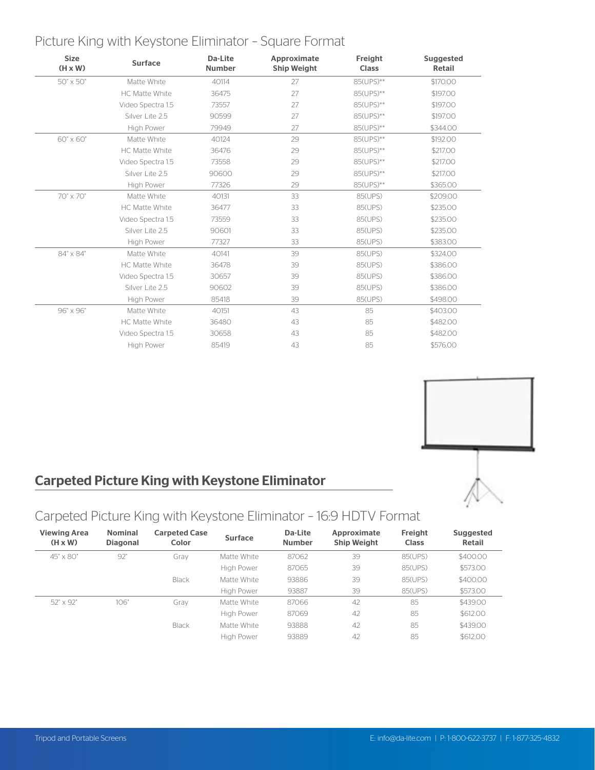## Picture King with Keystone Eliminator – Square Format

| Size (H x W) | Surface | Da-Lite Number | Approximate Ship Weight | Freight Class | Suggested Retail |
|---|---|---|---|---|---|
| 50" x 50" | Matte White | 40114 | 27 | 85(UPS)** | $170.00 |
| | HC Matte White | 36475 | 27 | 85(UPS)** | $197.00 |
| | Video Spectra 1.5 | 73557 | 27 | 85(UPS)** | $197.00 |
| | Silver Lite 2.5 | 90599 | 27 | 85(UPS)** | $197.00 |
| | High Power | 79949 | 27 | 85(UPS)** | $344.00 |
| 60" x 60" | Matte White | 40124 | 29 | 85(UPS)** | $192.00 |
| | HC Matte White | 36476 | 29 | 85(UPS)** | $217.00 |
| | Video Spectra 1.5 | 73558 | 29 | 85(UPS)** | $217.00 |
| | Silver Lite 2.5 | 90600 | 29 | 85(UPS)** | $217.00 |
| | High Power | 77326 | 29 | 85(UPS)** | $365.00 |
| 70" x 70" | Matte White | 40131 | 33 | 85(UPS) | $209.00 |
| | HC Matte White | 36477 | 33 | 85(UPS) | $235.00 |
| | Video Spectra 1.5 | 73559 | 33 | 85(UPS) | $235.00 |
| | Silver Lite 2.5 | 90601 | 33 | 85(UPS) | $235.00 |
| | High Power | 77327 | 33 | 85(UPS) | $383.00 |
| 84" x 84" | Matte White | 40141 | 39 | 85(UPS) | $324.00 |
| | HC Matte White | 36478 | 39 | 85(UPS) | $386.00 |
| | Video Spectra 1.5 | 30657 | 39 | 85(UPS) | $386.00 |
| | Silver Lite 2.5 | 90602 | 39 | 85(UPS) | $386.00 |
| | High Power | 85418 | 39 | 85(UPS) | $498.00 |
| 96" x 96" | Matte White | 40151 | 43 | 85 | $403.00 |
| | HC Matte White | 36480 | 43 | 85 | $482.00 |
| | Video Spectra 1.5 | 30658 | 43 | 85 | $482.00 |
| | High Power | 85419 | 43 | 85 | $576.00 |

# Carpeted Picture King with Keystone Eliminator

## Carpeted Picture King with Keystone Eliminator – 16:9 HDTV Format

| Viewing Area (H x W) | Nominal Diagonal | Carpeted Case Color | Surface | Da-Lite Number | Approximate Ship Weight | Freight Class | Suggested Retail |
|---|---|---|---|---|---|---|---|
| 45" x 80" | 92" | Gray | Matte White | 87062 | 39 | 85(UPS) | $400.00 |
| | | | High Power | 87065 | 39 | 85(UPS) | $573.00 |
| | | Black | Matte White | 93886 | 39 | 85(UPS) | $400.00 |
| | | | High Power | 93887 | 39 | 85(UPS) | $573.00 |
| 52" x 92" | 106" | Gray | Matte White | 87066 | 42 | 85 | $439.00 |
| | | | High Power | 87069 | 42 | 85 | $612.00 |
| | | Black | Matte White | 93888 | 42 | 85 | $439.00 |
| | | | High Power | 93889 | 42 | 85 | $612.00 |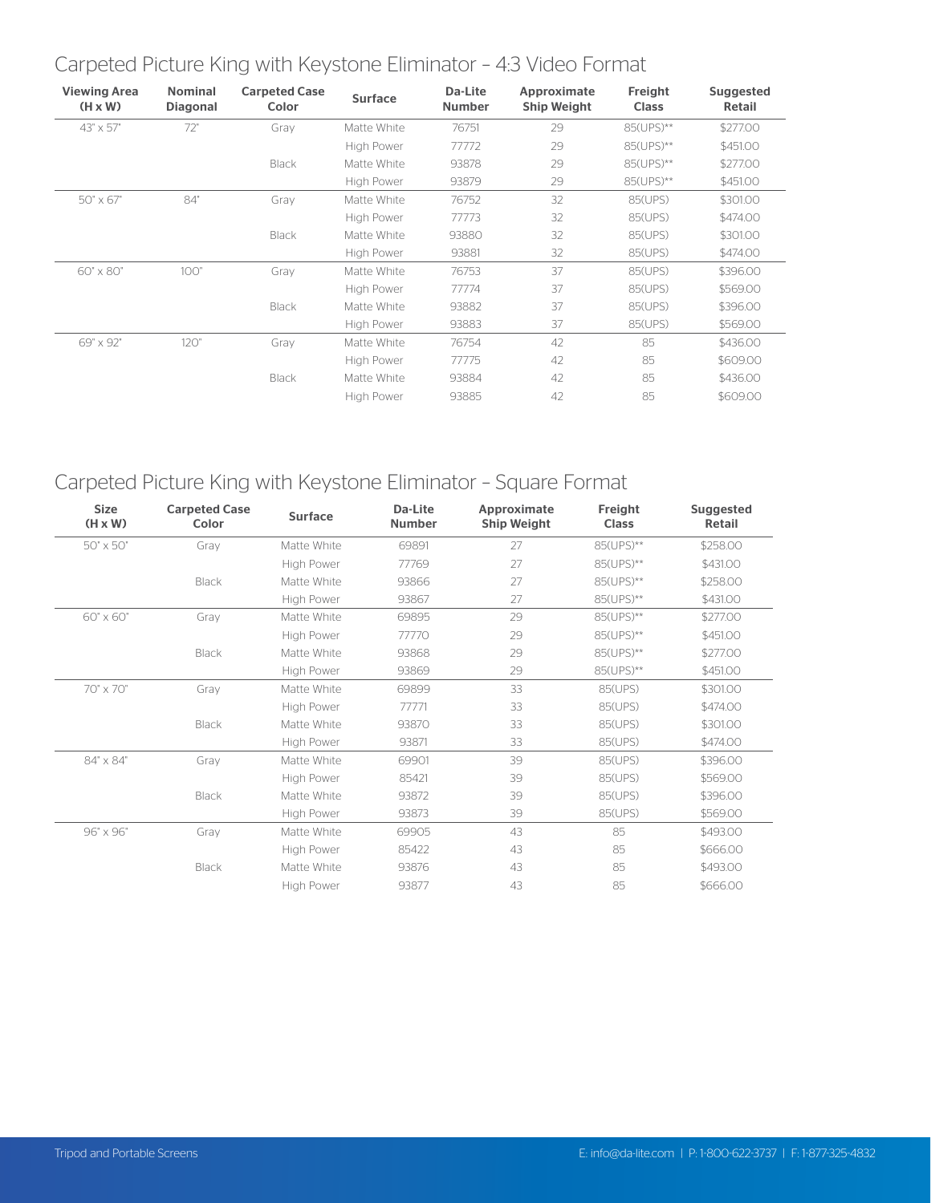## Carpeted Picture King with Keystone Eliminator – 4:3 Video Format

| Viewing Area (H x W) | Nominal Diagonal | Carpeted Case Color | Surface | Da-Lite Number | Approximate Ship Weight | Freight Class | Suggested Retail |
|---|---|---|---|---|---|---|---|
| 43" x 57" | 72" | Gray | Matte White | 76751 | 29 | 85(UPS)** | $277.00 |
| | | | High Power | 77772 | 29 | 85(UPS)** | $451.00 |
| | | Black | Matte White | 93878 | 29 | 85(UPS)** | $277.00 |
| | | | High Power | 93879 | 29 | 85(UPS)** | $451.00 |
| 50" x 67" | 84" | Gray | Matte White | 76752 | 32 | 85(UPS) | $301.00 |
| | | | High Power | 77773 | 32 | 85(UPS) | $474.00 |
| | | Black | Matte White | 93880 | 32 | 85(UPS) | $301.00 |
| | | | High Power | 93881 | 32 | 85(UPS) | $474.00 |
| 60" x 80" | 100" | Gray | Matte White | 76753 | 37 | 85(UPS) | $396.00 |
| | | | High Power | 77774 | 37 | 85(UPS) | $569.00 |
| | | Black | Matte White | 93882 | 37 | 85(UPS) | $396.00 |
| | | | High Power | 93883 | 37 | 85(UPS) | $569.00 |
| 69" x 92" | 120" | Gray | Matte White | 76754 | 42 | 85 | $436.00 |
| | | | High Power | 77775 | 42 | 85 | $609.00 |
| | | Black | Matte White | 93884 | 42 | 85 | $436.00 |
| | | | High Power | 93885 | 42 | 85 | $609.00 |

## Carpeted Picture King with Keystone Eliminator – Square Format

| Size (H x W) | Carpeted Case Color | Surface | Da-Lite Number | Approximate Ship Weight | Freight Class | Suggested Retail |
|---|---|---|---|---|---|---|
| 50" x 50" | Gray | Matte White | 69891 | 27 | 85(UPS)** | $258.00 |
| | | High Power | 77769 | 27 | 85(UPS)** | $431.00 |
| | Black | Matte White | 93866 | 27 | 85(UPS)** | $258.00 |
| | | High Power | 93867 | 27 | 85(UPS)** | $431.00 |
| 60" x 60" | Gray | Matte White | 69895 | 29 | 85(UPS)** | $277.00 |
| | | High Power | 77770 | 29 | 85(UPS)** | $451.00 |
| | Black | Matte White | 93868 | 29 | 85(UPS)** | $277.00 |
| | | High Power | 93869 | 29 | 85(UPS)** | $451.00 |
| 70" x 70" | Gray | Matte White | 69899 | 33 | 85(UPS) | $301.00 |
| | | High Power | 77771 | 33 | 85(UPS) | $474.00 |
| | Black | Matte White | 93870 | 33 | 85(UPS) | $301.00 |
| | | High Power | 93871 | 33 | 85(UPS) | $474.00 |
| 84" x 84" | Gray | Matte White | 69901 | 39 | 85(UPS) | $396.00 |
| | | High Power | 85421 | 39 | 85(UPS) | $569.00 |
| | Black | Matte White | 93872 | 39 | 85(UPS) | $396.00 |
| | | High Power | 93873 | 39 | 85(UPS) | $569.00 |
| 96" x 96" | Gray | Matte White | 69905 | 43 | 85 | $493.00 |
| | | High Power | 85422 | 43 | 85 | $666.00 |
| | Black | Matte White | 93876 | 43 | 85 | $493.00 |
| | | High Power | 93877 | 43 | 85 | $666.00 |